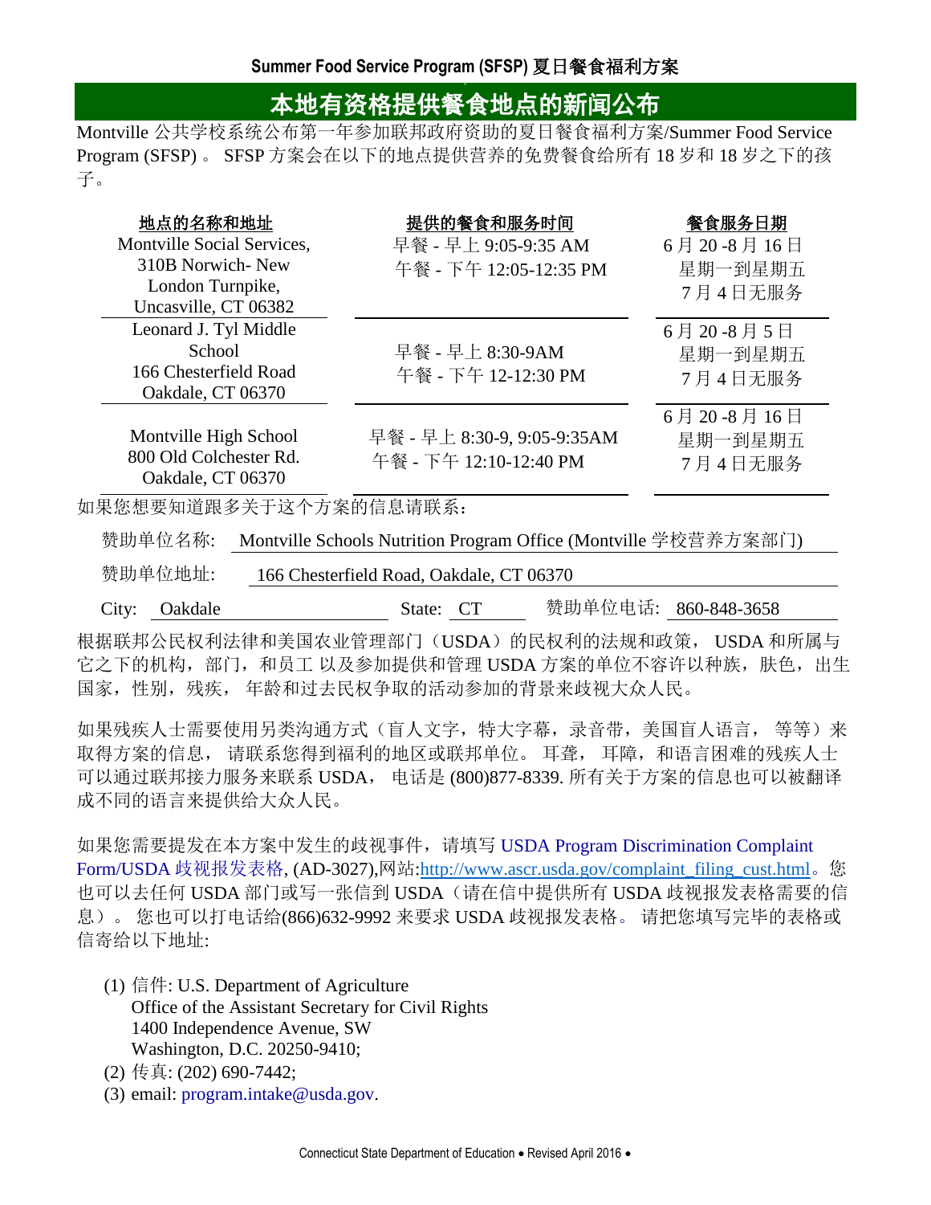**Summer Food Service Program (SFSP) 夏日餐食福利方案**

# 本地有资格提供餐食地点的新闻公布

Montville 公共学校系统公布第一年参加联邦政府资助的夏日餐食福利方案/Summer Food Service Program (SFSP) 。 SFSP 方案会在以下的地点提供营养的免费餐食给所有 18 岁和 18 岁之下的孩子。

| 地点的名称和地址 | 提供的餐食和服务时间 | 餐食服务日期 |
|---|---|---|
| Montville Social Services, 310B Norwich- New London Turnpike, Uncasville, CT 06382 | 早餐 - 早上 9:05-9:35 AM<br>午餐 - 下午 12:05-12:35 PM | 6 月 20 -8 月 16 日<br>星期一到星期五<br>7 月 4 日无服务 |
| Leonard J. Tyl Middle School<br>166 Chesterfield Road<br>Oakdale, CT 06370 | 早餐 - 早上 8:30-9AM<br>午餐 - 下午 12-12:30 PM | 6 月 20 -8 月 5 日<br>星期一到星期五<br>7 月 4 日无服务 |
| Montville High School<br>800 Old Colchester Rd.<br>Oakdale, CT 06370 | 早餐 - 早上 8:30-9, 9:05-9:35AM<br>午餐 - 下午 12:10-12:40 PM | 6 月 20 -8 月 16 日<br>星期一到星期五<br>7 月 4 日无服务 |

如果您想要知道跟多关于这个方案的信息请联系：

赞助单位名称: Montville Schools Nutrition Program Office (Montville 学校营养方案部门)

赞助单位地址: 166 Chesterfield Road, Oakdale, CT 06370

City: Oakdale State: CT 赞助单位电话: 860-848-3658

根据联邦公民权利法律和美国农业管理部门（USDA）的民权利的法规和政策， USDA 和所属与它之下的机构，部门，和员工 以及参加提供和管理 USDA 方案的单位不容许以种族，肤色，出生国家，性别，残疾， 年龄和过去民权争取的活动参加的背景来歧视大众人民。

如果残疾人士需要使用另类沟通方式（盲人文字，特大字幕，录音带，美国盲人语言， 等等）来取得方案的信息， 请联系您得到福利的地区或联邦单位。 耳聋， 耳障，和语言困难的残疾人士可以通过联邦接力服务来联系 USDA， 电话是 (800)877-8339. 所有关于方案的信息也可以被翻译成不同的语言来提供给大众人民。

如果您需要提发在本方案中发生的歧视事件，请填写 USDA Program Discrimination Complaint Form/USDA 歧视报发表格, (AD-3027),网站:http://www.ascr.usda.gov/complaint_filing_cust.html。您也可以去任何 USDA 部门或写一张信到 USDA（请在信中提供所有 USDA 歧视报发表格需要的信息）。 您也可以打电话给(866)632-9992 来要求 USDA 歧视报发表格。 请把您填写完毕的表格或信寄给以下地址:

(1) 信件: U.S. Department of Agriculture
Office of the Assistant Secretary for Civil Rights
1400 Independence Avenue, SW
Washington, D.C. 20250-9410;

(2) 传真: (202) 690-7442;

(3) email: program.intake@usda.gov.

Connecticut State Department of Education • Revised April 2016 •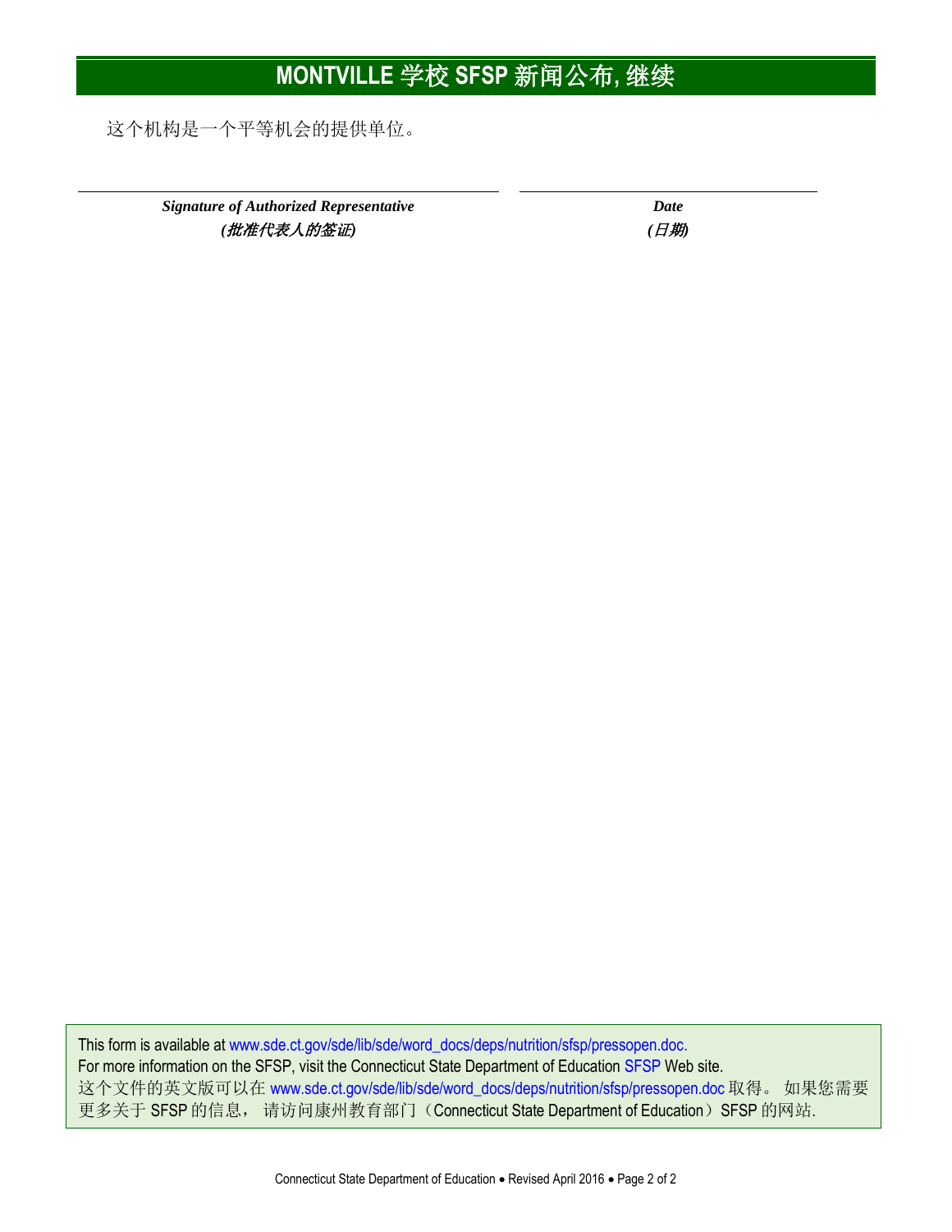# MONTVILLE 学校 SFSP 新闻公布, 继续

这个机构是一个平等机会的提供单位。

| | |
|---|---|
| ***Signature of Authorized Representative*** | ***Date*** |
| ***(批准代表人的签证)*** | ***(日期)*** |

This form is available at www.sde.ct.gov/sde/lib/sde/word_docs/deps/nutrition/sfsp/pressopen.doc.
For more information on the SFSP, visit the Connecticut State Department of Education SFSP Web site.
这个文件的英文版可以在 www.sde.ct.gov/sde/lib/sde/word_docs/deps/nutrition/sfsp/pressopen.doc 取得。 如果您需要更多关于 SFSP 的信息， 请访问康州教育部门（Connecticut State Department of Education）SFSP 的网站.